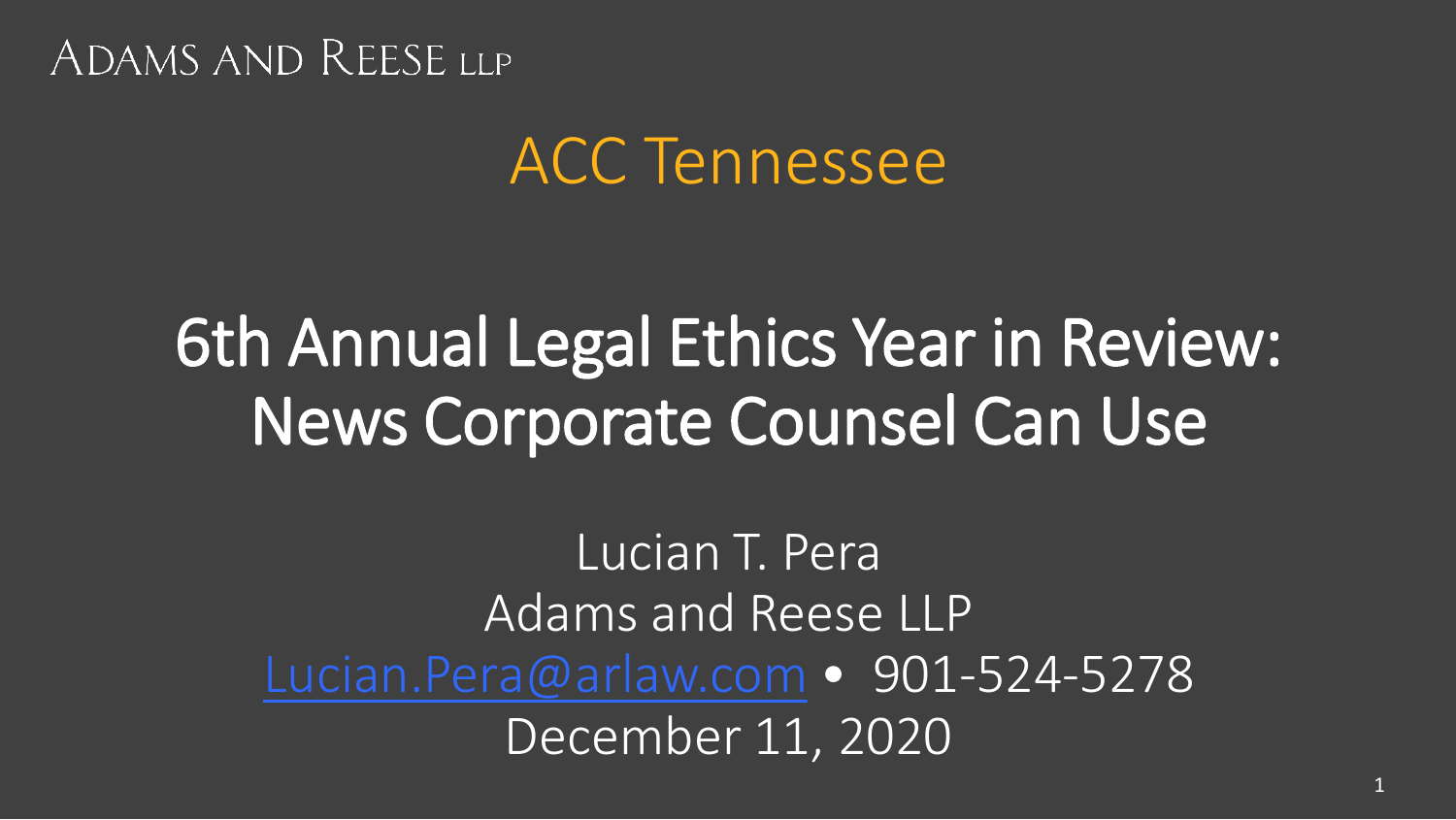ADAMS AND REESE LLP

## ACC Tennessee

# 6th Annual Legal Ethics Year in Review: News Corporate Counsel Can Use

Lucian T. Pera
Adams and Reese LLP
Lucian.Pera@arlaw.com • 901-524-5278
December 11, 2020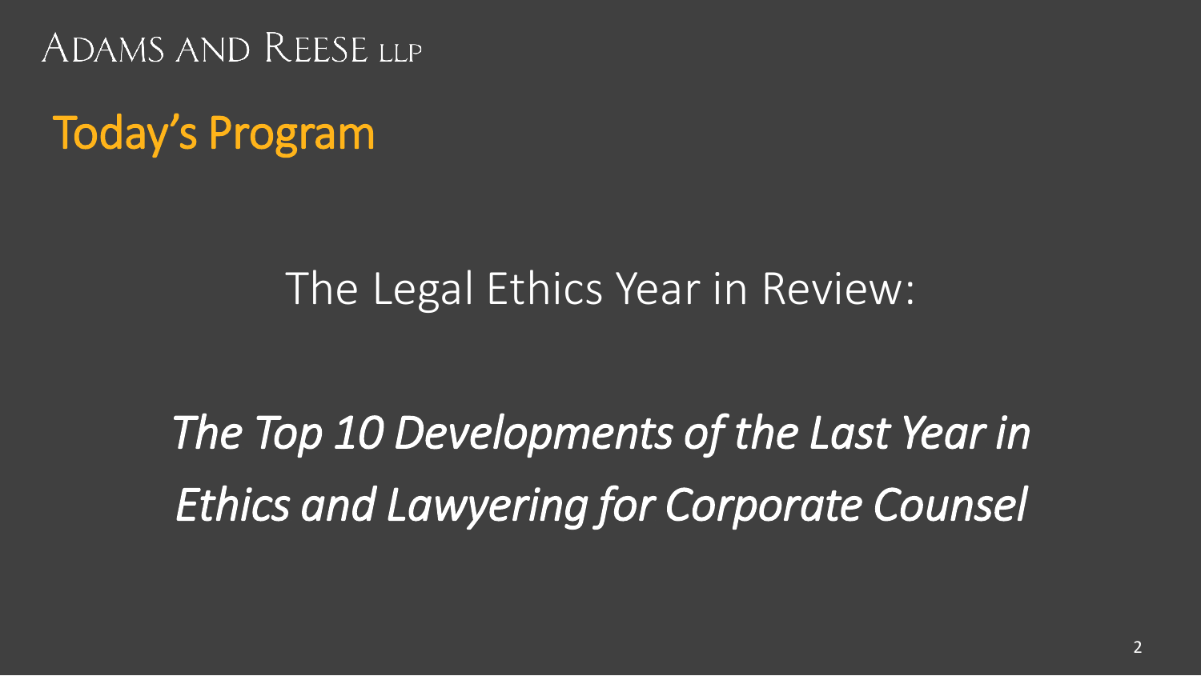# Today's Program

The Legal Ethics Year in Review:

*The Top 10 Developments of the Last Year in Ethics and Lawyering for Corporate Counsel*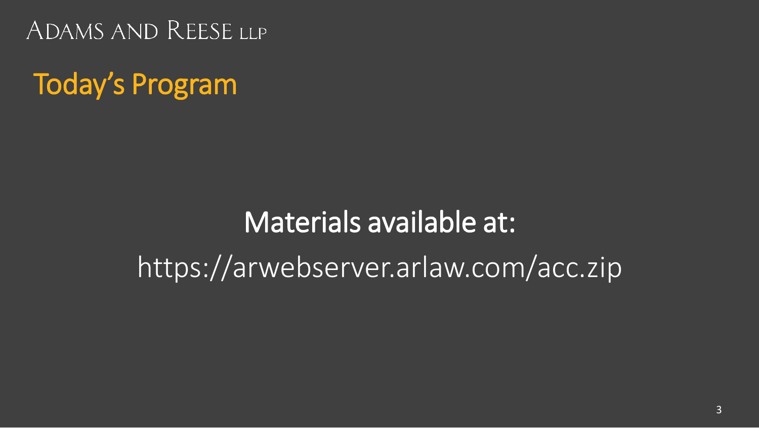# Today's Program

## Materials available at:

https://arwebserver.arlaw.com/acc.zip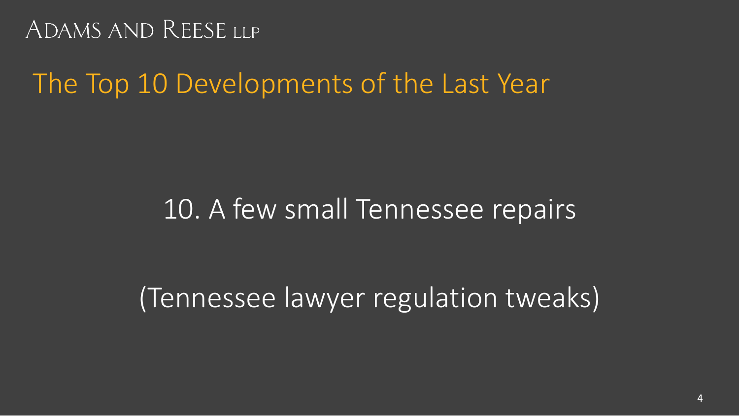Adams and Reese LLP

# The Top 10 Developments of the Last Year

10. A few small Tennessee repairs

(Tennessee lawyer regulation tweaks)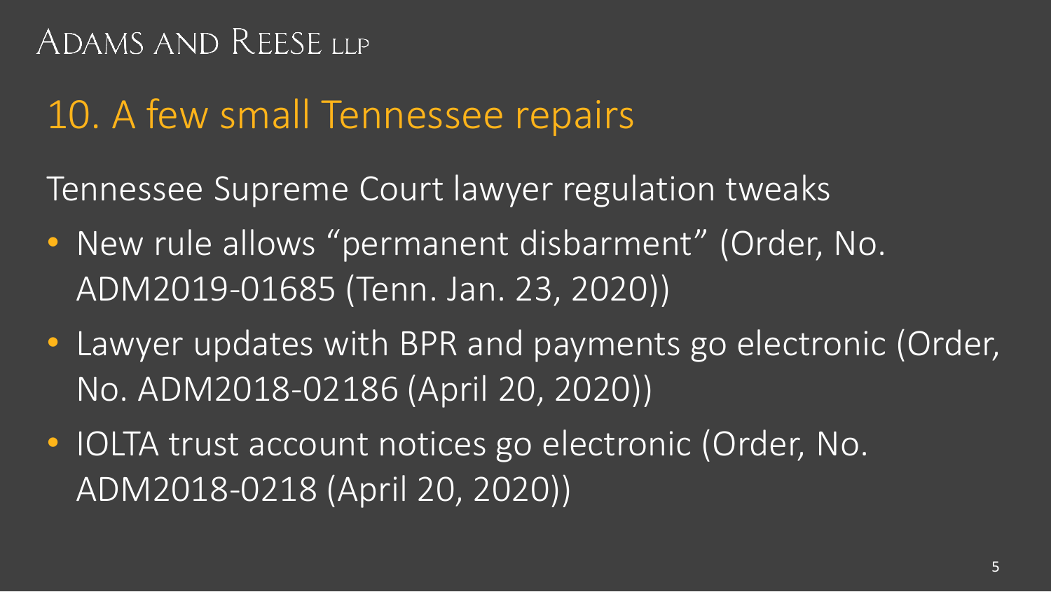## 10. A few small Tennessee repairs

Tennessee Supreme Court lawyer regulation tweaks

- New rule allows "permanent disbarment" (Order, No. ADM2019-01685 (Tenn. Jan. 23, 2020))
- Lawyer updates with BPR and payments go electronic (Order, No. ADM2018-02186 (April 20, 2020))
- IOLTA trust account notices go electronic (Order, No. ADM2018-0218 (April 20, 2020))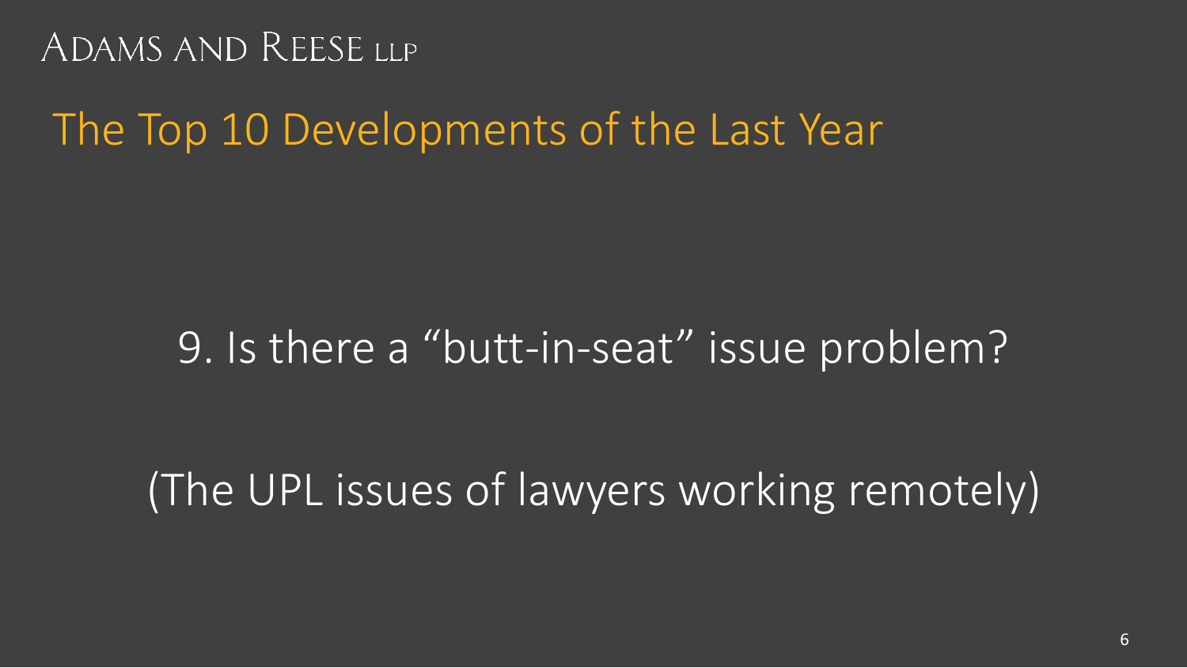ADAMS AND REESE LLP

## The Top 10 Developments of the Last Year

9. Is there a "butt-in-seat" issue problem?

(The UPL issues of lawyers working remotely)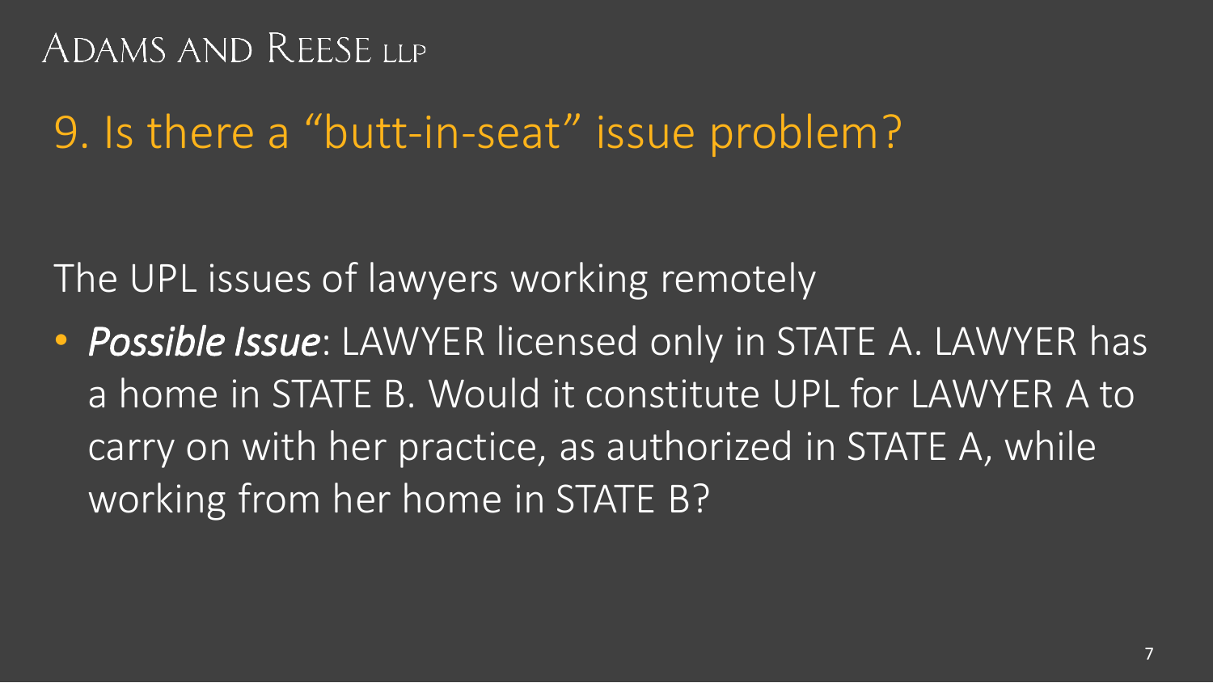# 9. Is there a "butt-in-seat" issue problem?

The UPL issues of lawyers working remotely

- ***Possible Issue***: LAWYER licensed only in STATE A. LAWYER has a home in STATE B. Would it constitute UPL for LAWYER A to carry on with her practice, as authorized in STATE A, while working from her home in STATE B?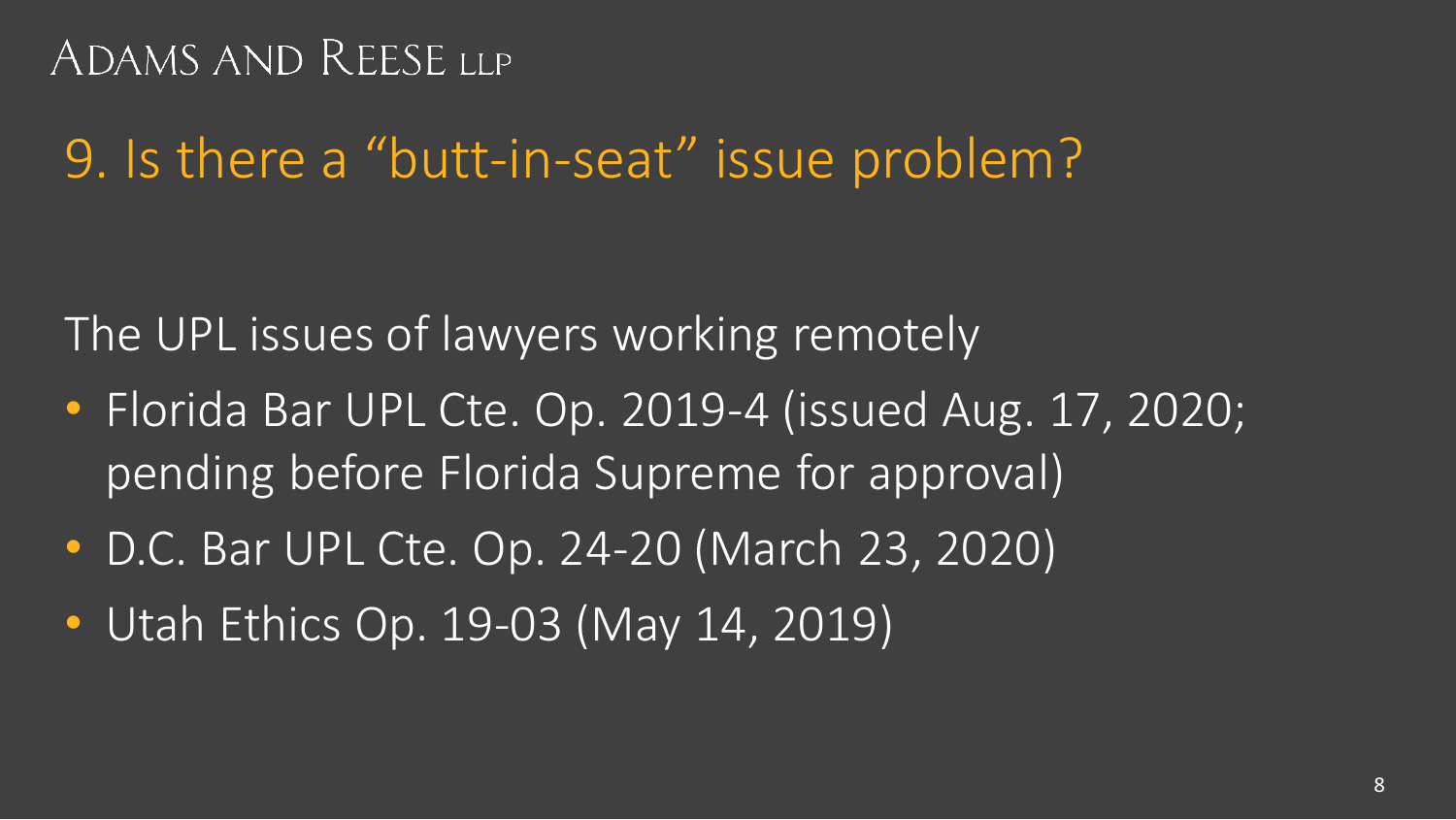## 9. Is there a "butt-in-seat" issue problem?

The UPL issues of lawyers working remotely

- Florida Bar UPL Cte. Op. 2019-4 (issued Aug. 17, 2020; pending before Florida Supreme for approval)
- D.C. Bar UPL Cte. Op. 24-20 (March 23, 2020)
- Utah Ethics Op. 19-03 (May 14, 2019)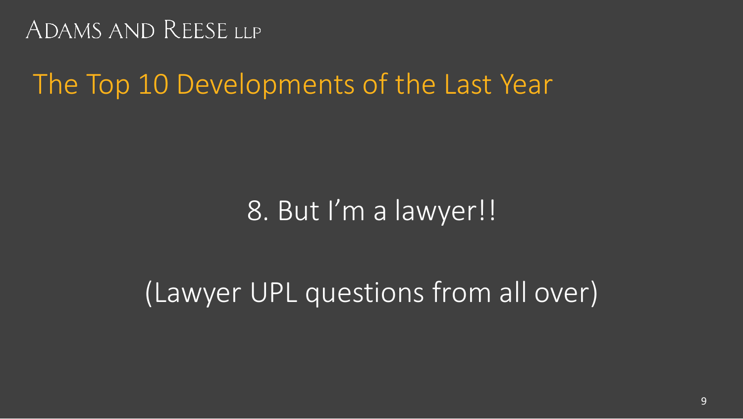ADAMS AND REESE LLP

# The Top 10 Developments of the Last Year

8. But I'm a lawyer!!

(Lawyer UPL questions from all over)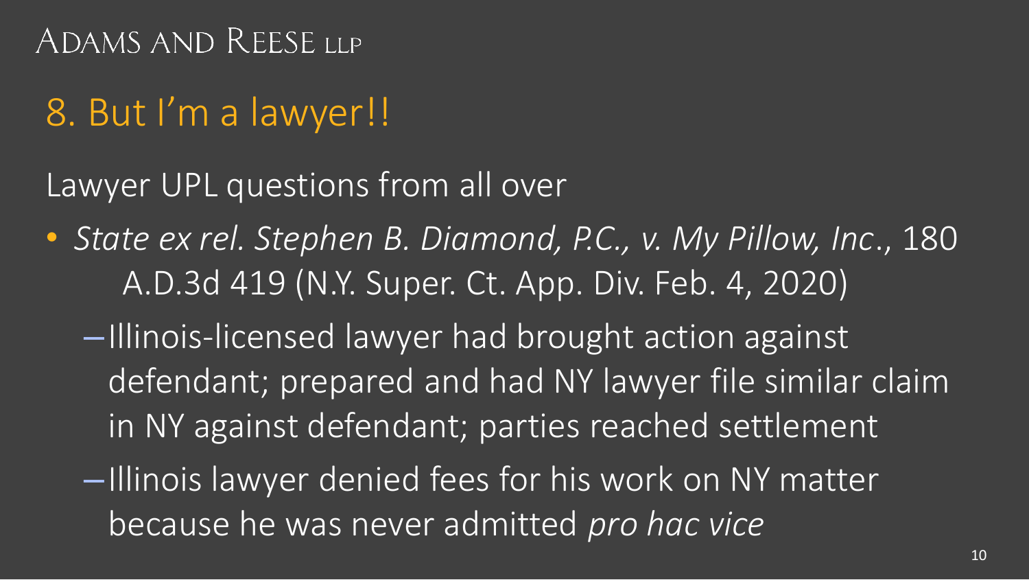# 8. But I'm a lawyer!!

Lawyer UPL questions from all over

- *State ex rel. Stephen B. Diamond, P.C., v. My Pillow, Inc.*, 180 A.D.3d 419 (N.Y. Super. Ct. App. Div. Feb. 4, 2020)
  - Illinois-licensed lawyer had brought action against defendant; prepared and had NY lawyer file similar claim in NY against defendant; parties reached settlement
  - Illinois lawyer denied fees for his work on NY matter because he was never admitted *pro hac vice*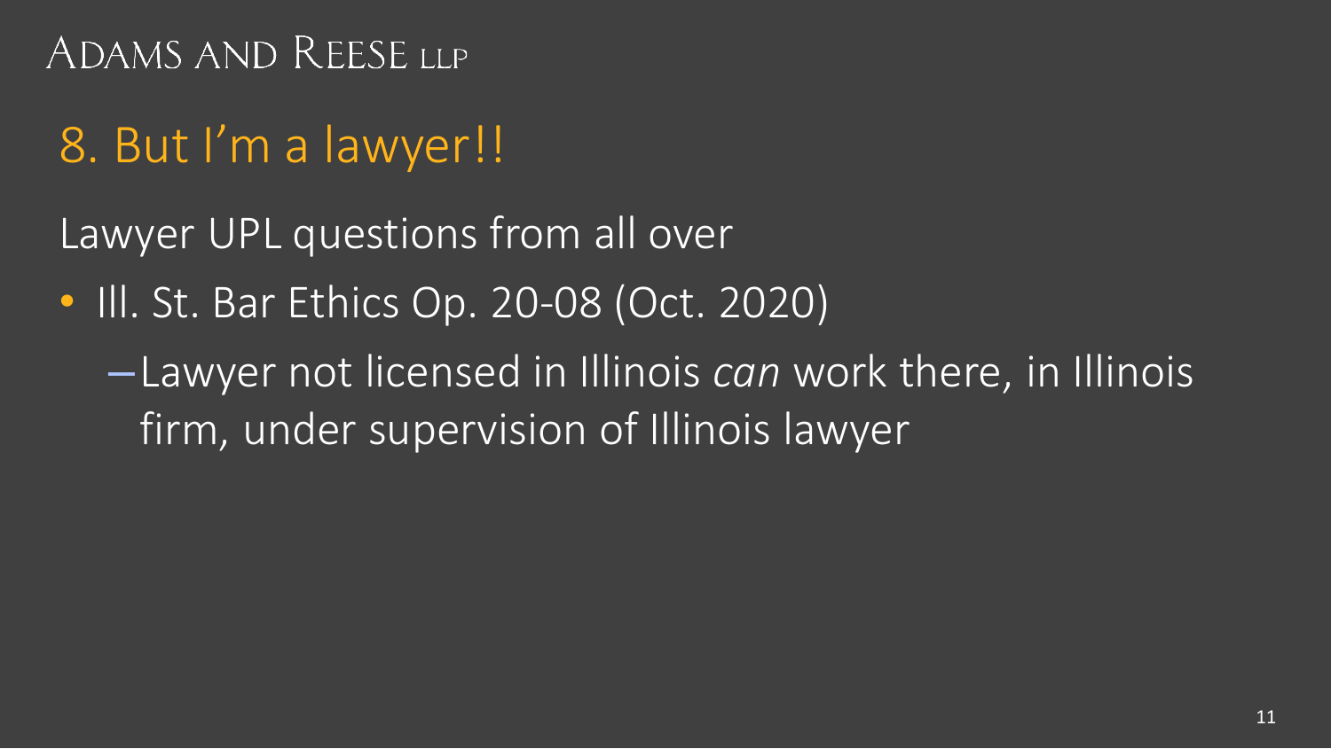## 8. But I'm a lawyer!!

Lawyer UPL questions from all over

- Ill. St. Bar Ethics Op. 20-08 (Oct. 2020)
  - Lawyer not licensed in Illinois *can* work there, in Illinois firm, under supervision of Illinois lawyer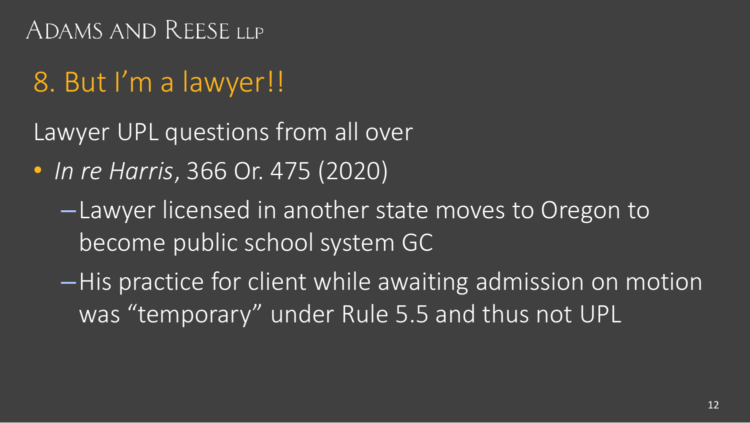## 8. But I'm a lawyer!!

Lawyer UPL questions from all over

- *In re Harris*, 366 Or. 475 (2020)
  - Lawyer licensed in another state moves to Oregon to become public school system GC
  - His practice for client while awaiting admission on motion was "temporary" under Rule 5.5 and thus not UPL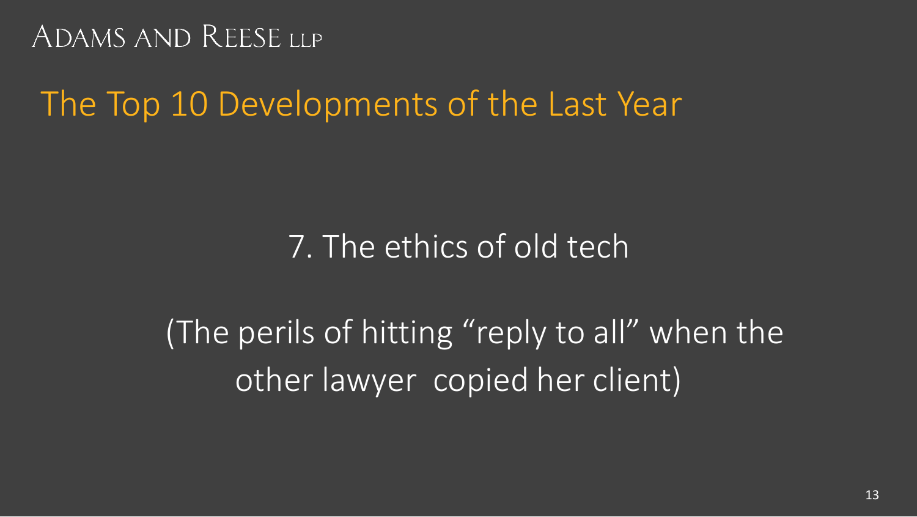## The Top 10 Developments of the Last Year

7. The ethics of old tech

(The perils of hitting "reply to all" when the other lawyer copied her client)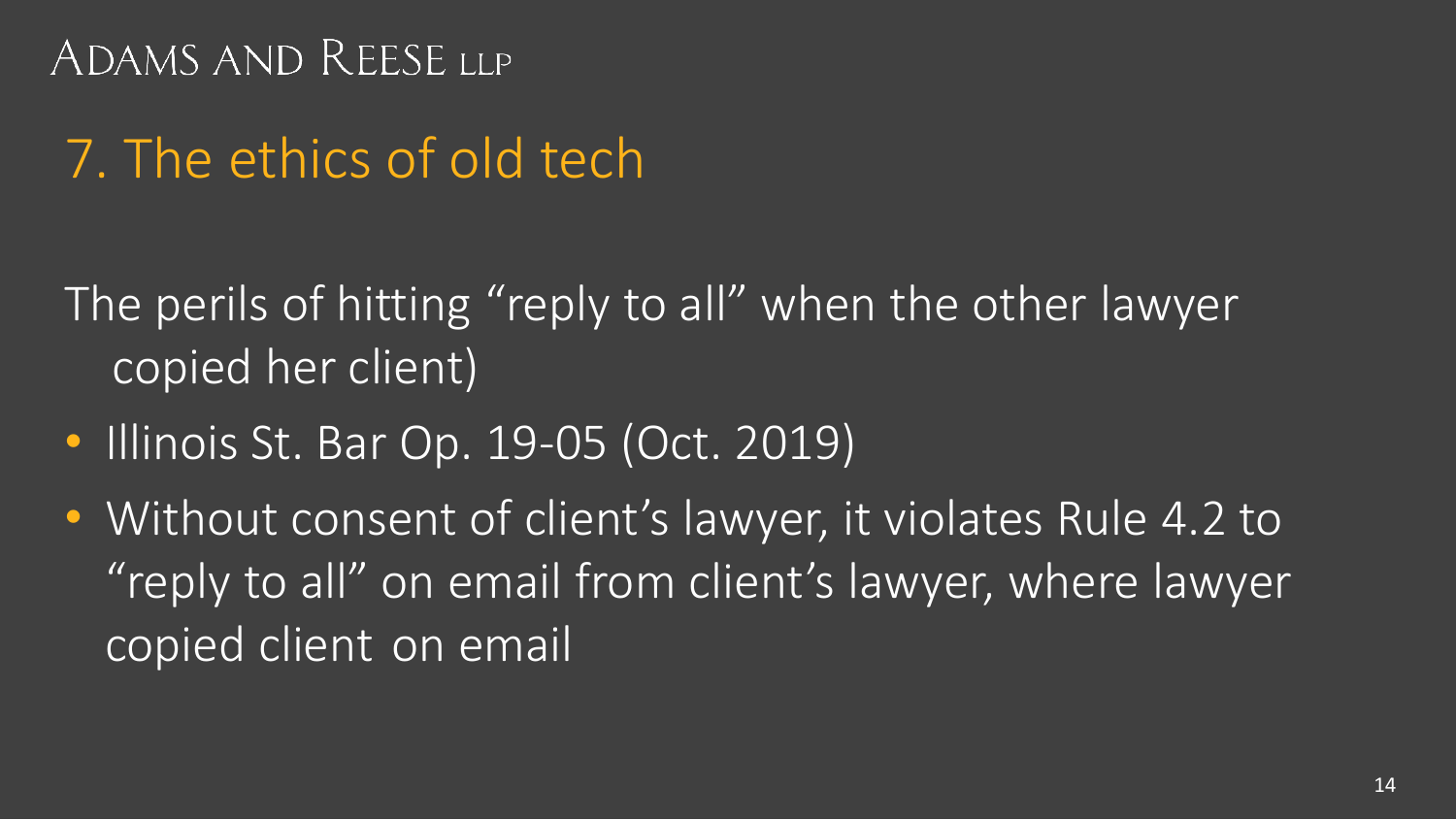# 7. The ethics of old tech

The perils of hitting "reply to all" when the other lawyer copied her client)

- Illinois St. Bar Op. 19-05 (Oct. 2019)
- Without consent of client's lawyer, it violates Rule 4.2 to "reply to all" on email from client's lawyer, where lawyer copied client on email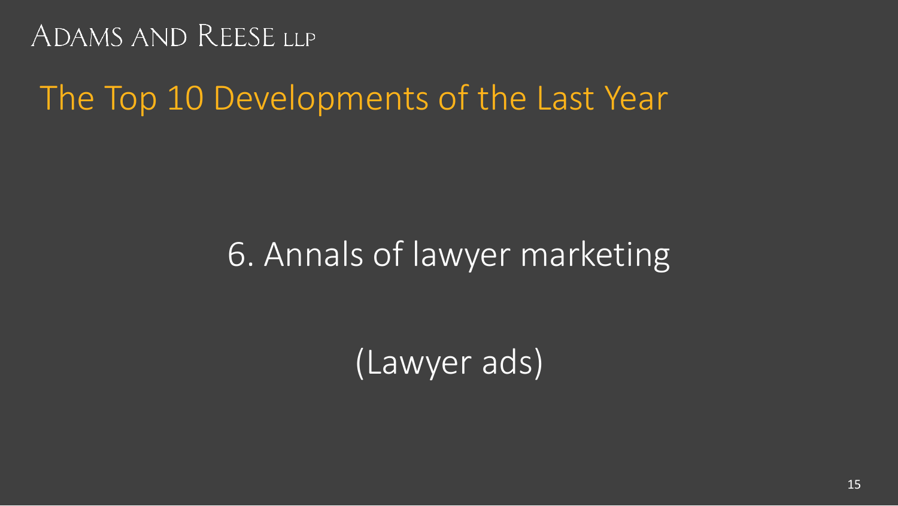ADAMS AND REESE LLP

# The Top 10 Developments of the Last Year

## 6. Annals of lawyer marketing

(Lawyer ads)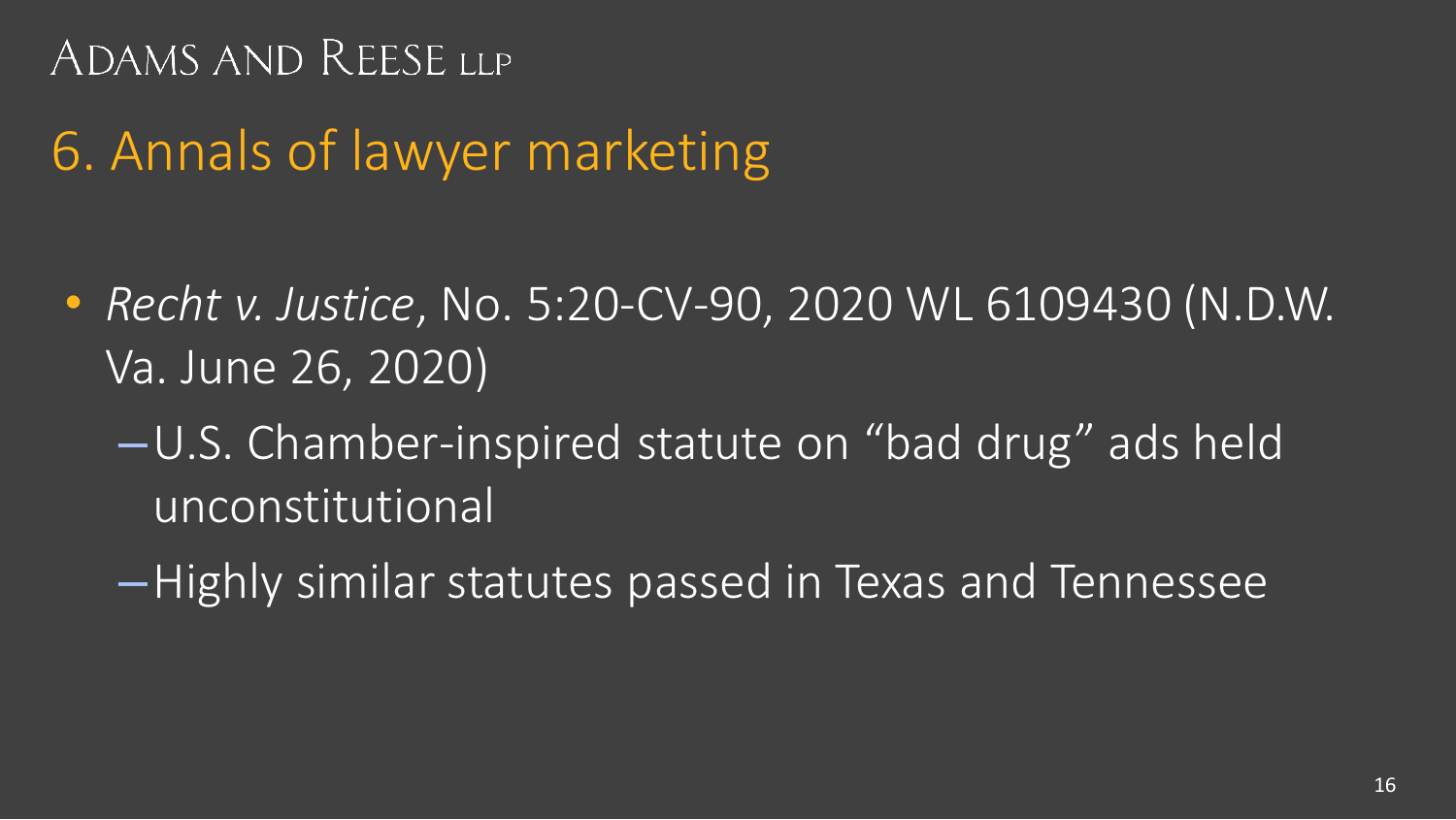# 6. Annals of lawyer marketing

- *Recht v. Justice*, No. 5:20-CV-90, 2020 WL 6109430 (N.D.W. Va. June 26, 2020)
  - U.S. Chamber-inspired statute on "bad drug" ads held unconstitutional
  - Highly similar statutes passed in Texas and Tennessee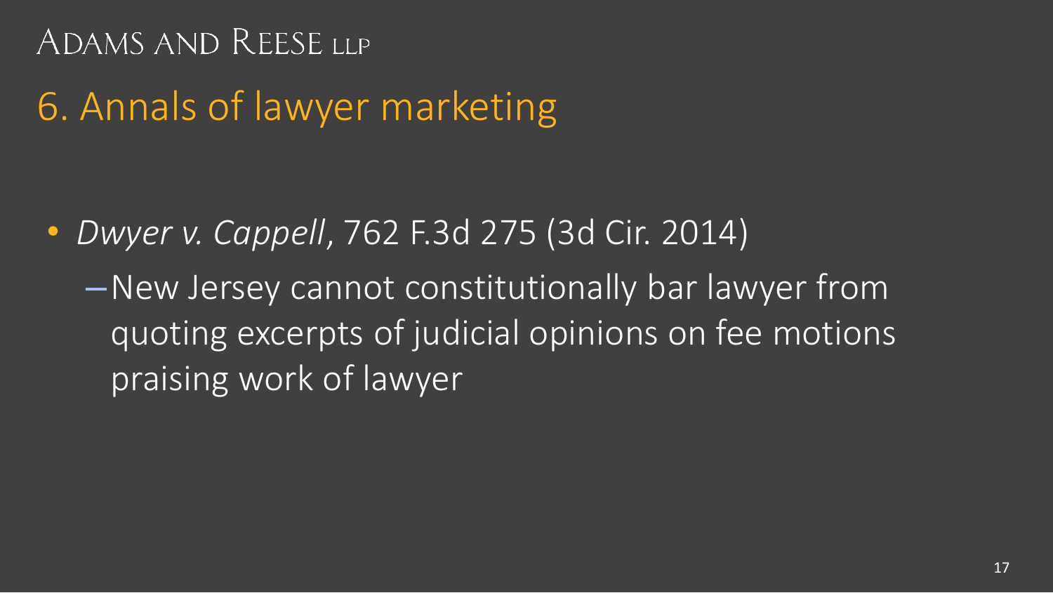# 6. Annals of lawyer marketing

- *Dwyer v. Cappell*, 762 F.3d 275 (3d Cir. 2014)
  - New Jersey cannot constitutionally bar lawyer from quoting excerpts of judicial opinions on fee motions praising work of lawyer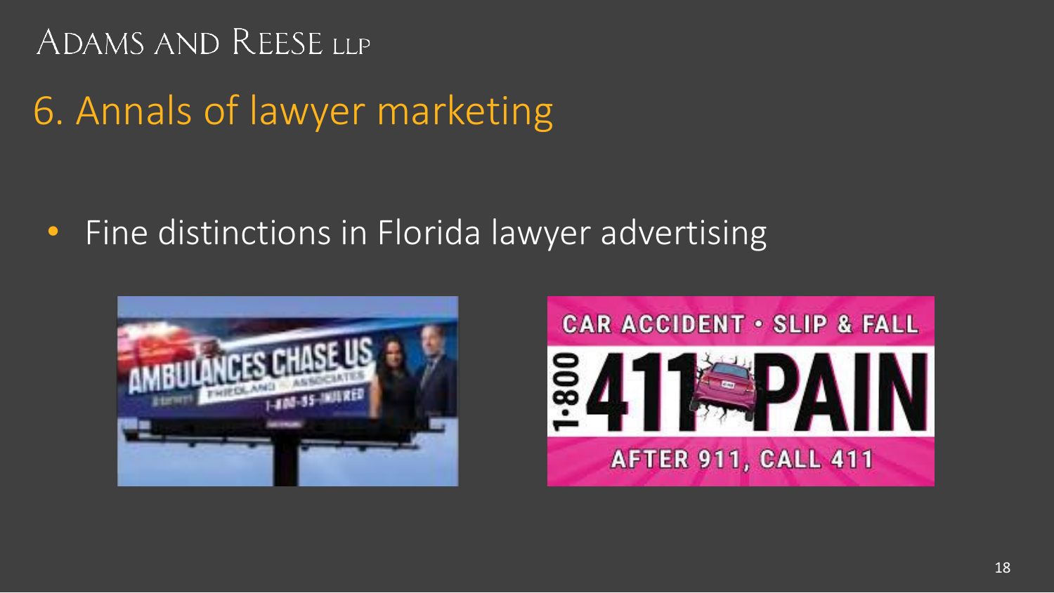ADAMS AND REESE LLP

# 6. Annals of lawyer marketing

- Fine distinctions in Florida lawyer advertising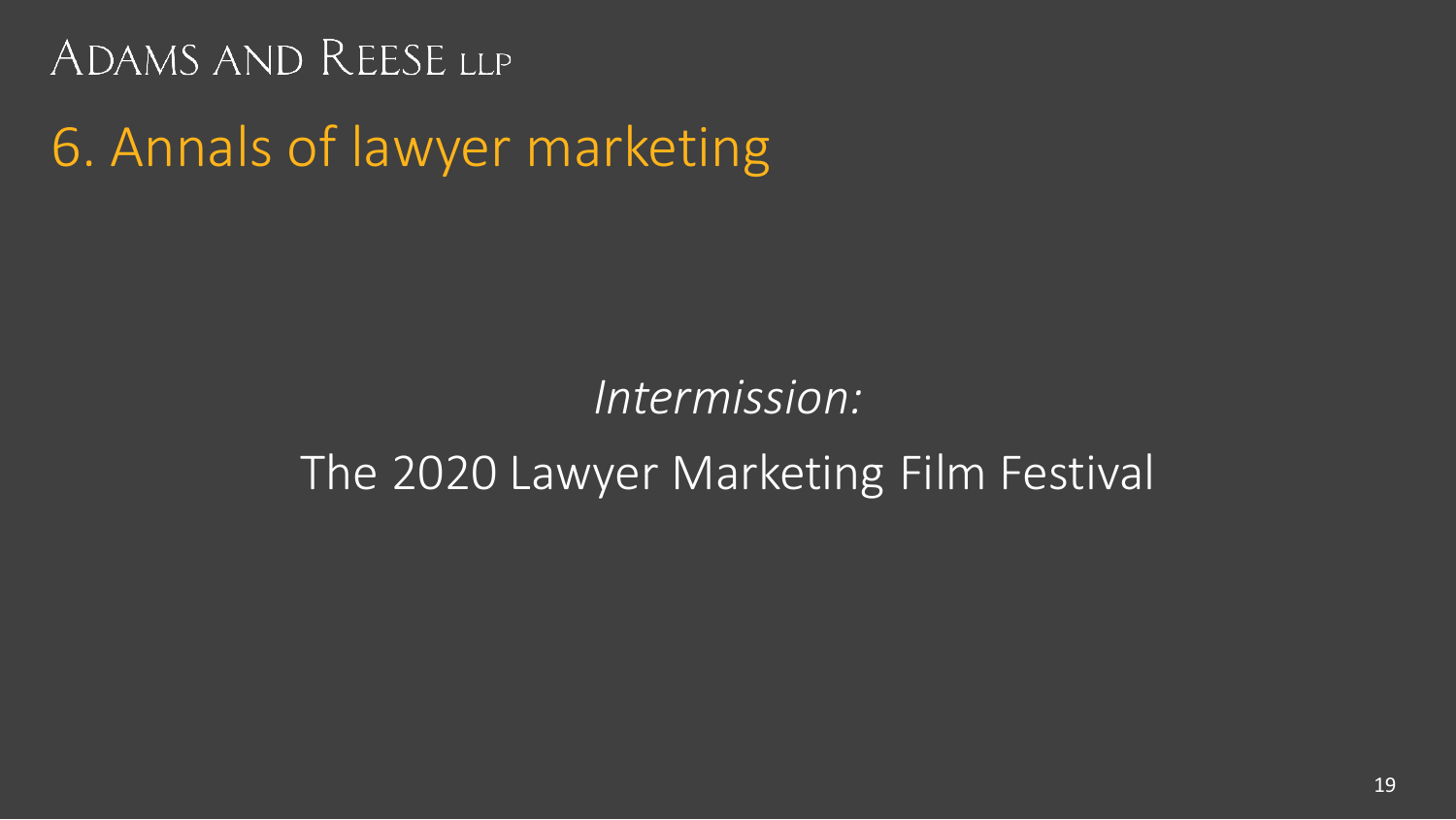ADAMS AND REESE LLP

# 6. Annals of lawyer marketing

*Intermission:*

The 2020 Lawyer Marketing Film Festival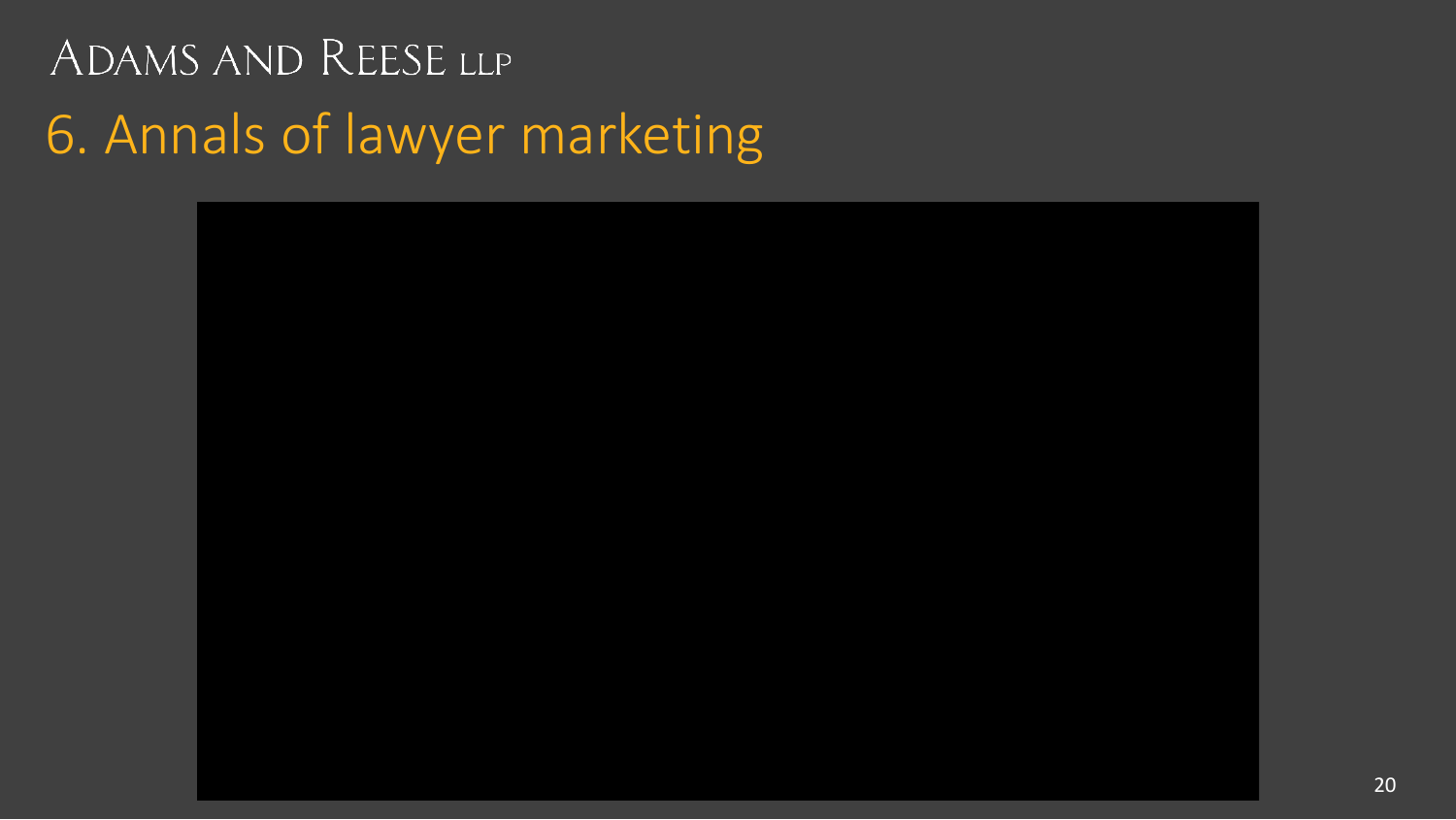# 6. Annals of lawyer marketing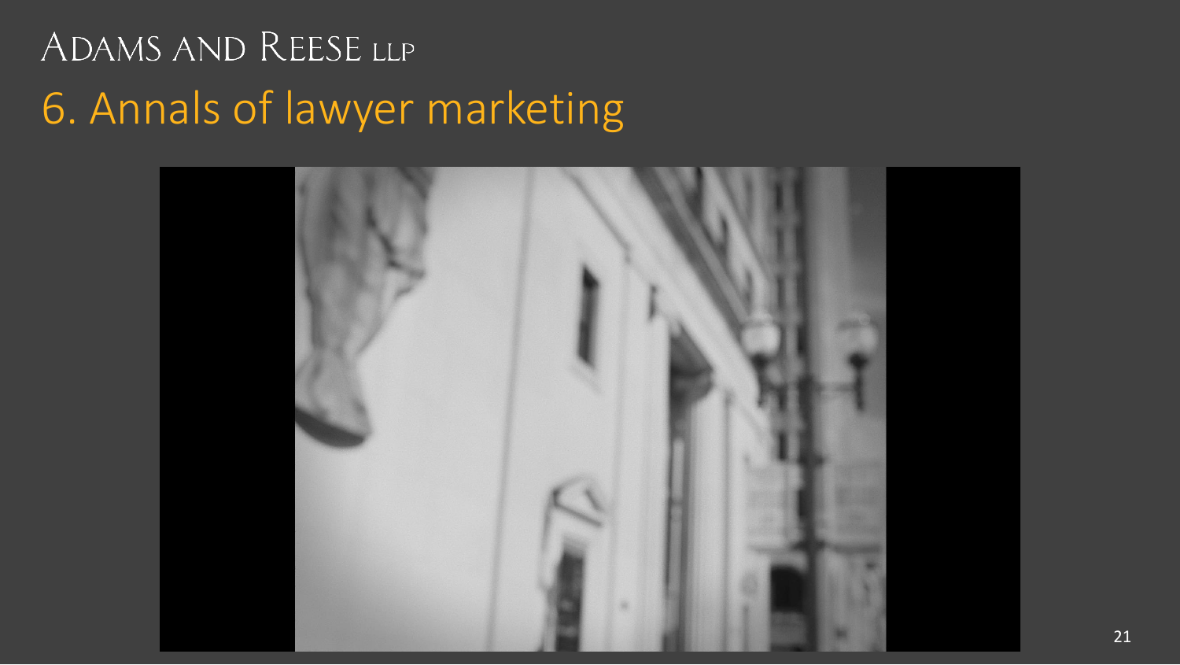# 6. Annals of lawyer marketing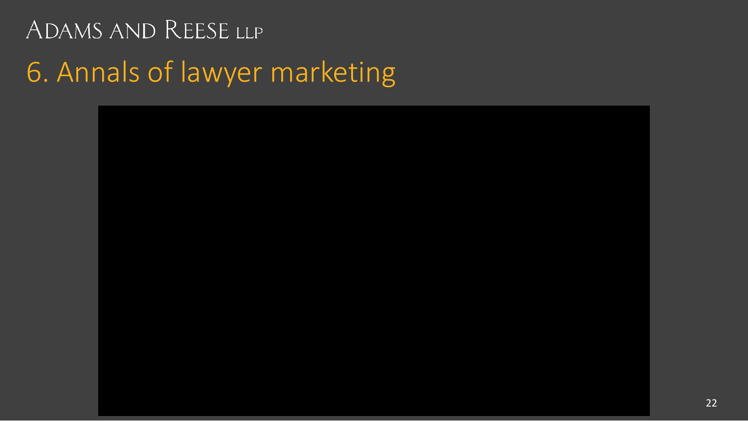# 6. Annals of lawyer marketing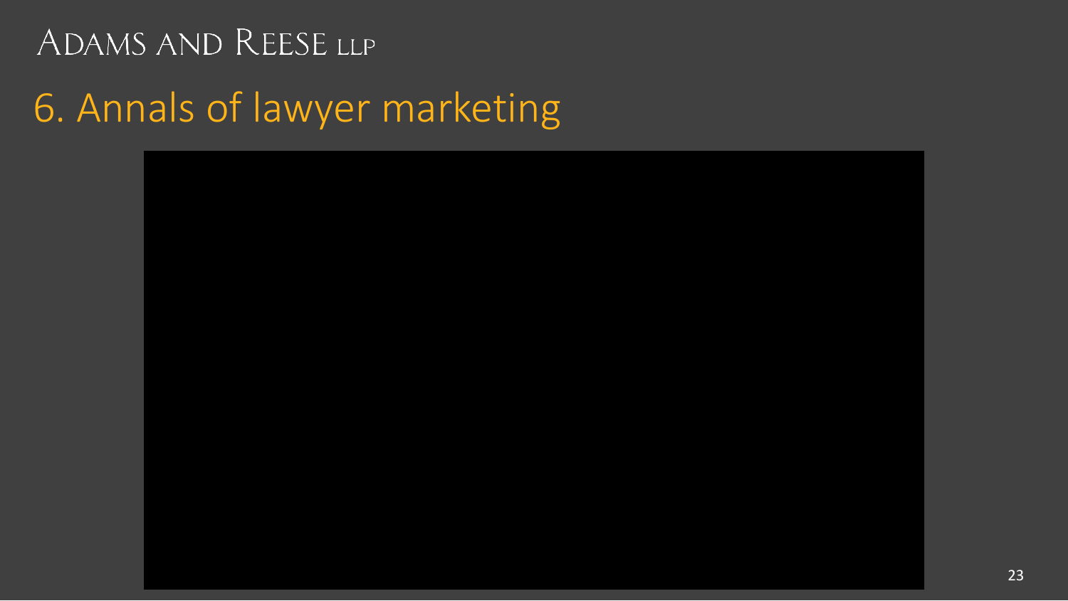# 6. Annals of lawyer marketing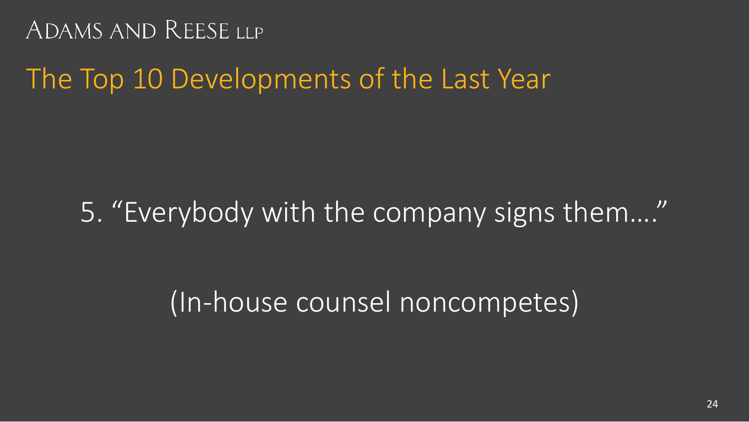# The Top 10 Developments of the Last Year

5. "Everybody with the company signs them…."

(In-house counsel noncompetes)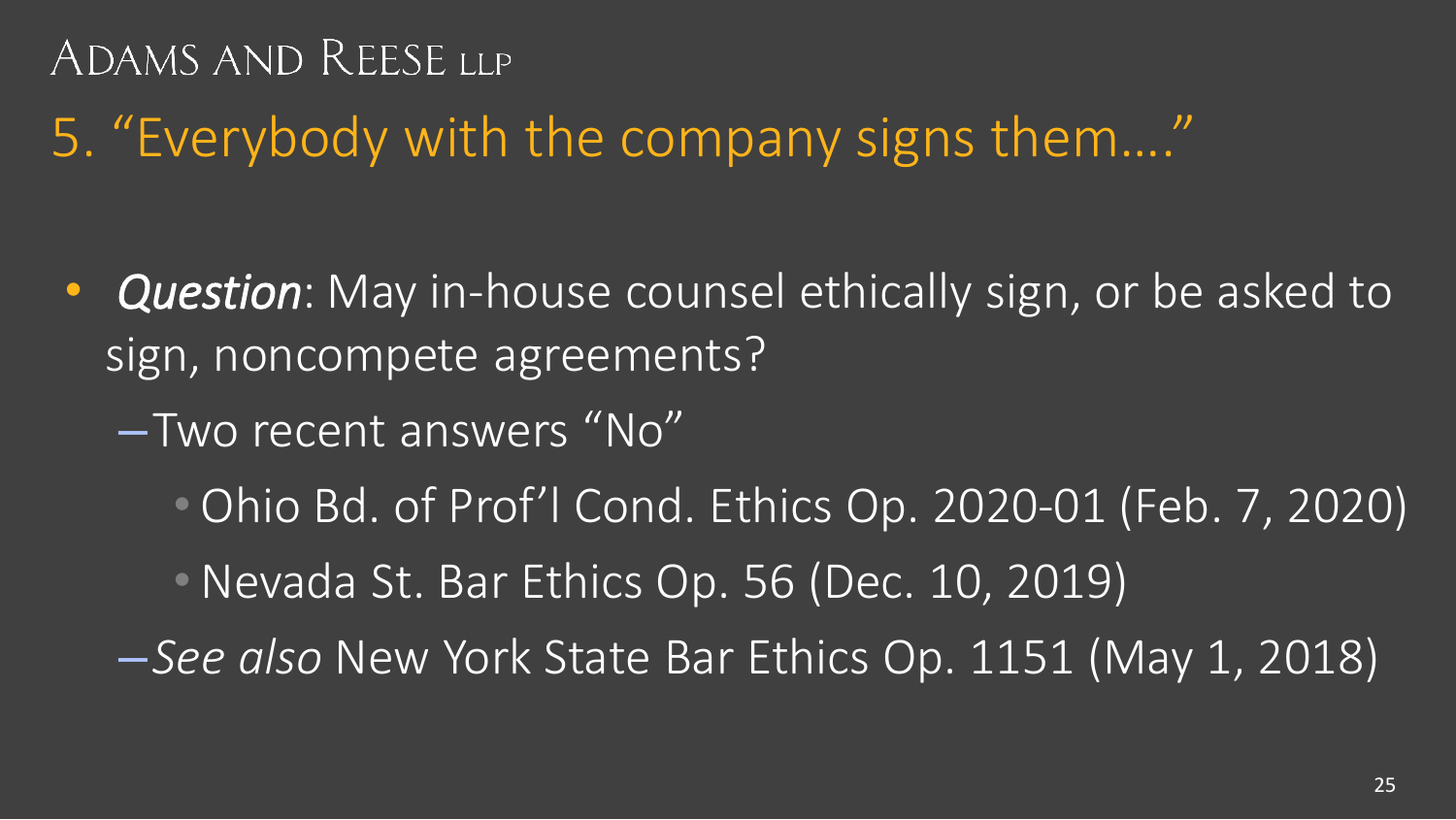## 5. "Everybody with the company signs them…."

- ***Question***: May in-house counsel ethically sign, or be asked to sign, noncompete agreements?
  - Two recent answers "No"
    - Ohio Bd. of Prof'l Cond. Ethics Op. 2020-01 (Feb. 7, 2020)
    - Nevada St. Bar Ethics Op. 56 (Dec. 10, 2019)
  - *See also* New York State Bar Ethics Op. 1151 (May 1, 2018)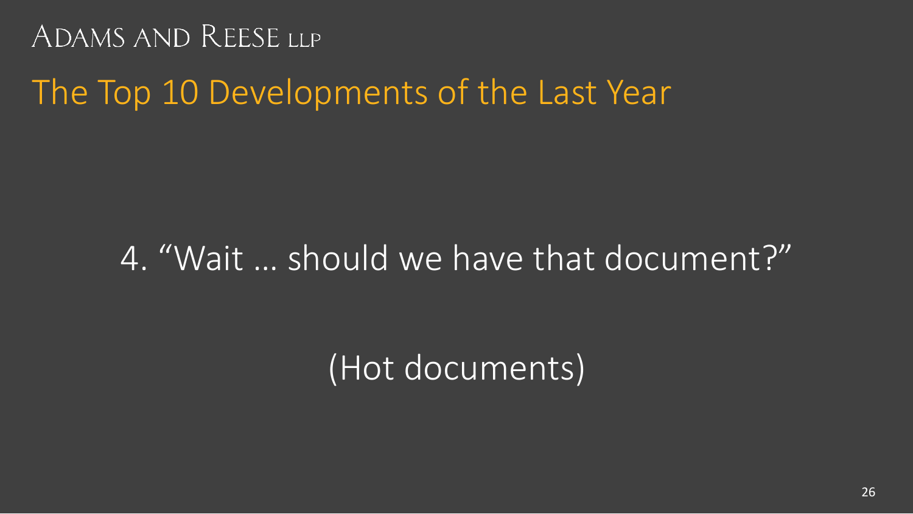ADAMS AND REESE LLP

# The Top 10 Developments of the Last Year

## 4. “Wait … should we have that document?”

(Hot documents)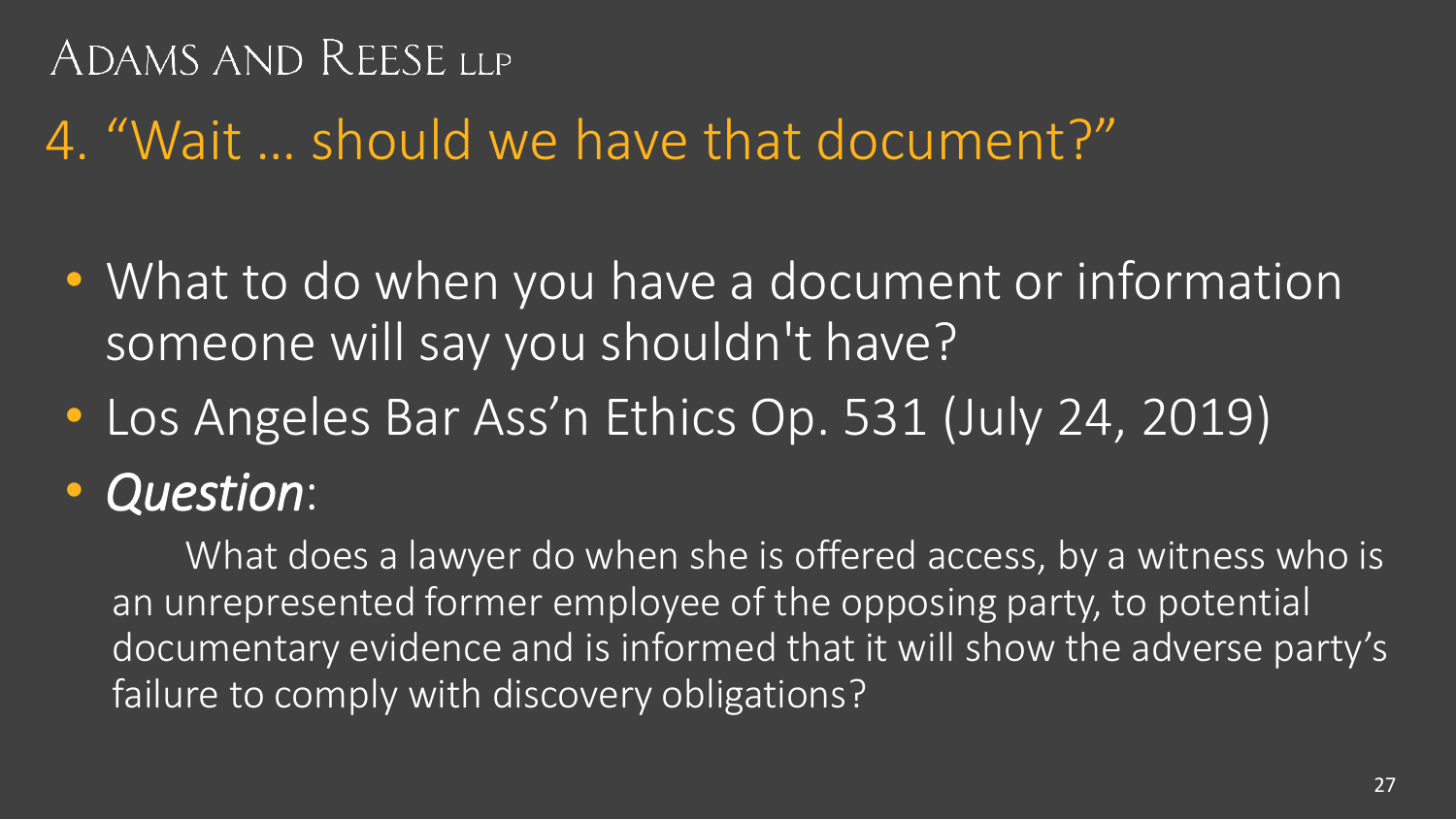# 4. "Wait … should we have that document?"

- What to do when you have a document or information someone will say you shouldn't have?
- Los Angeles Bar Ass'n Ethics Op. 531 (July 24, 2019)
- ***Question***:

  What does a lawyer do when she is offered access, by a witness who is an unrepresented former employee of the opposing party, to potential documentary evidence and is informed that it will show the adverse party's failure to comply with discovery obligations?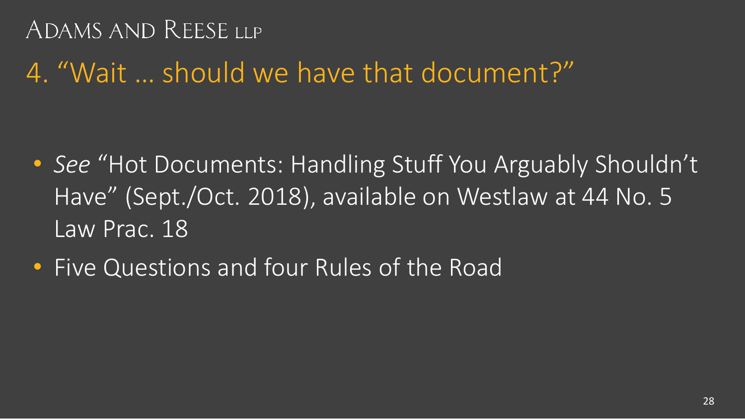# 4. "Wait … should we have that document?"

- *See* "Hot Documents: Handling Stuff You Arguably Shouldn't Have" (Sept./Oct. 2018), available on Westlaw at 44 No. 5 Law Prac. 18
- Five Questions and four Rules of the Road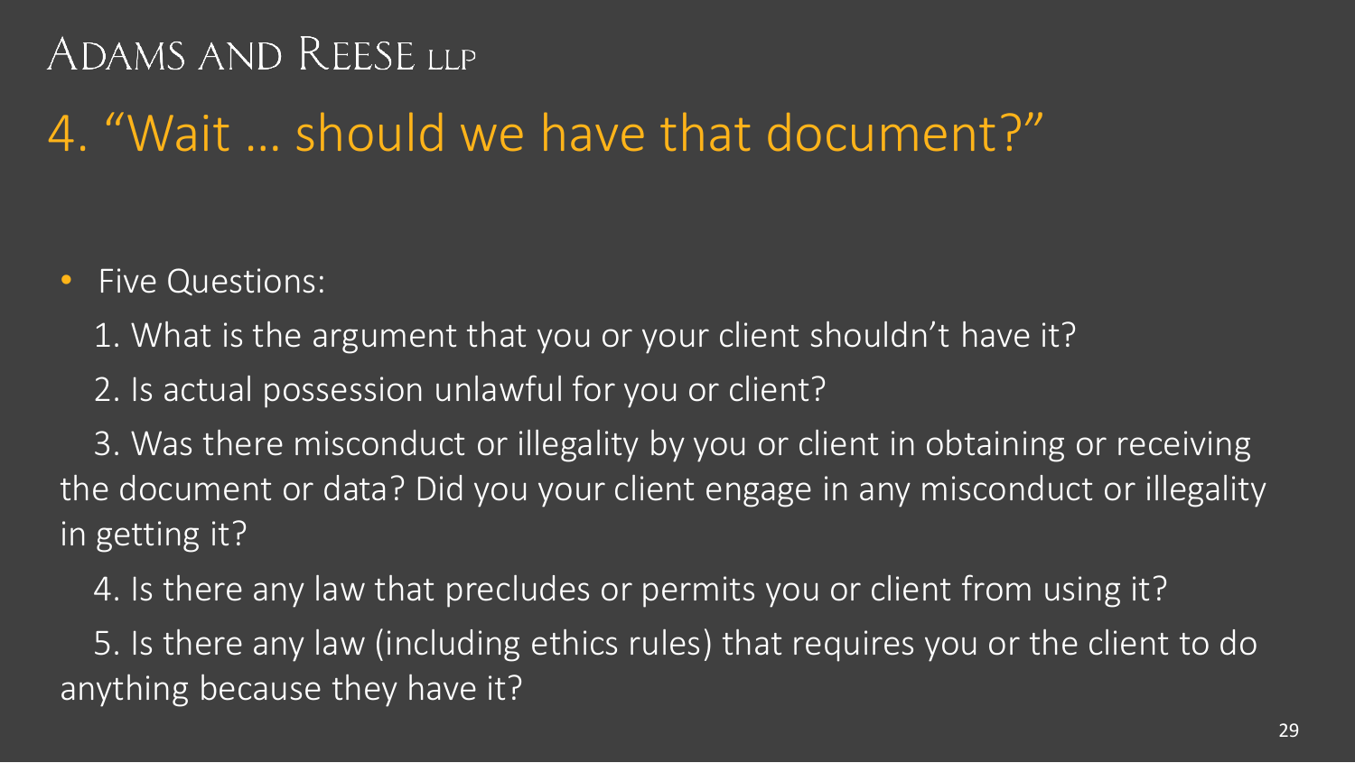# 4. "Wait … should we have that document?"

- Five Questions:

  1. What is the argument that you or your client shouldn't have it?

  2. Is actual possession unlawful for you or client?

  3. Was there misconduct or illegality by you or client in obtaining or receiving the document or data? Did you your client engage in any misconduct or illegality in getting it?

  4. Is there any law that precludes or permits you or client from using it?

  5. Is there any law (including ethics rules) that requires you or the client to do anything because they have it?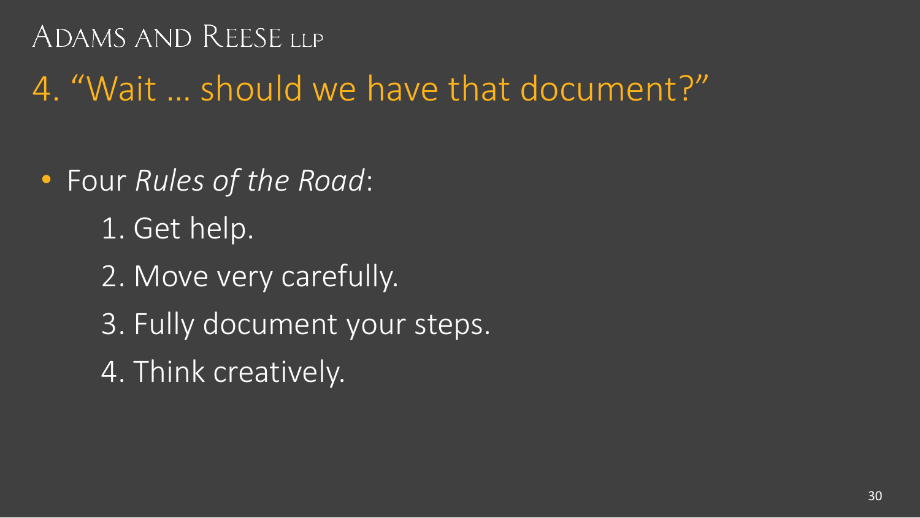# 4. "Wait … should we have that document?"

- Four *Rules of the Road*:
  1. Get help.
  2. Move very carefully.
  3. Fully document your steps.
  4. Think creatively.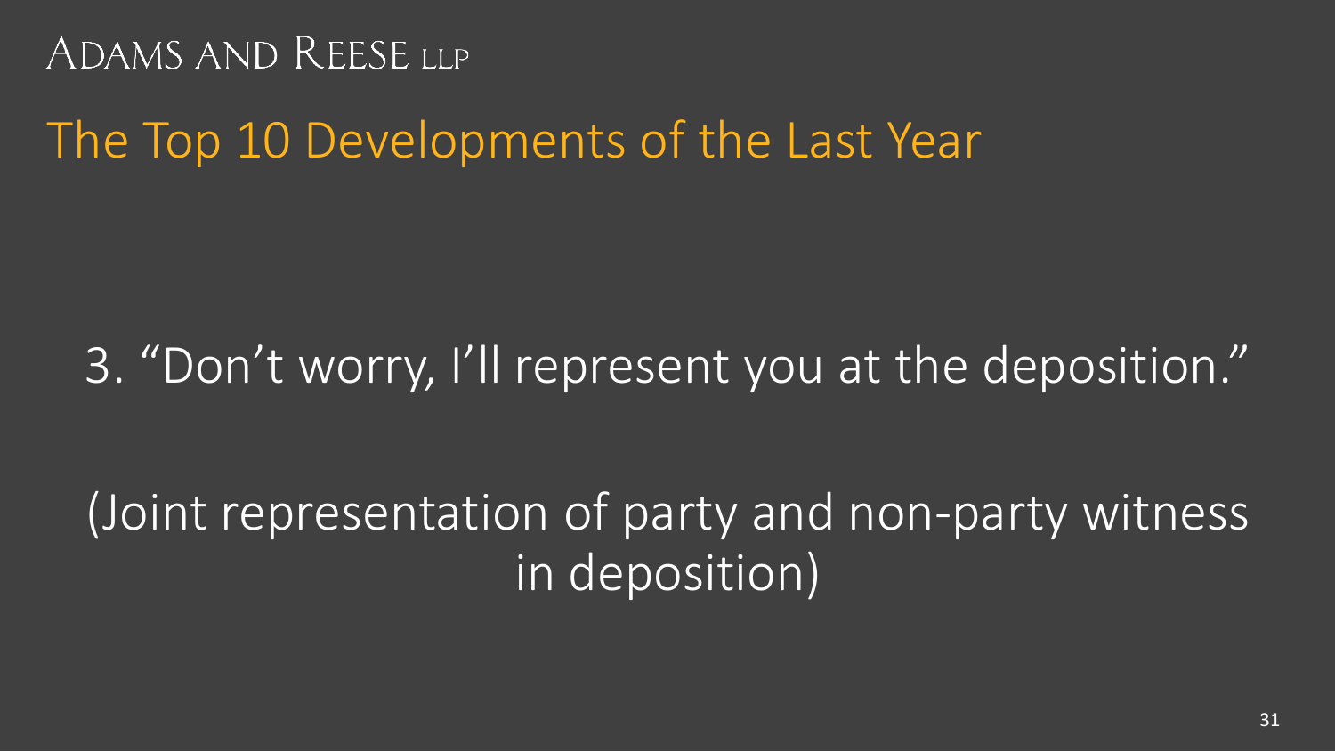ADAMS AND REESE LLP

# The Top 10 Developments of the Last Year

3. "Don't worry, I'll represent you at the deposition."

(Joint representation of party and non-party witness in deposition)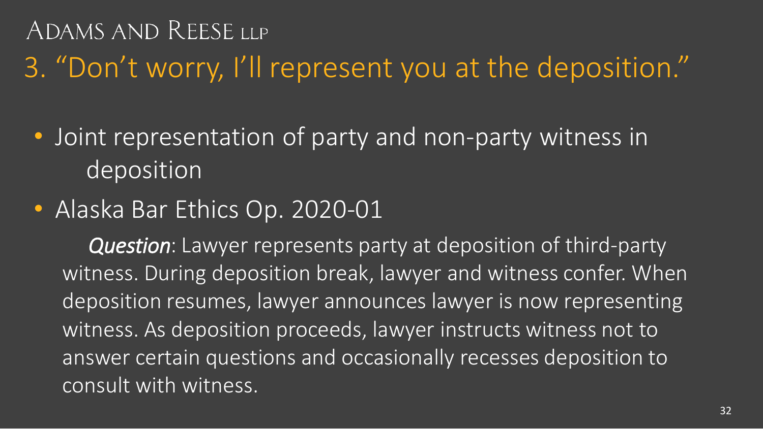# 3. “Don’t worry, I’ll represent you at the deposition.”

- Joint representation of party and non-party witness in deposition
- Alaska Bar Ethics Op. 2020-01

  ***Question***: Lawyer represents party at deposition of third-party witness. During deposition break, lawyer and witness confer. When deposition resumes, lawyer announces lawyer is now representing witness. As deposition proceeds, lawyer instructs witness not to answer certain questions and occasionally recesses deposition to consult with witness.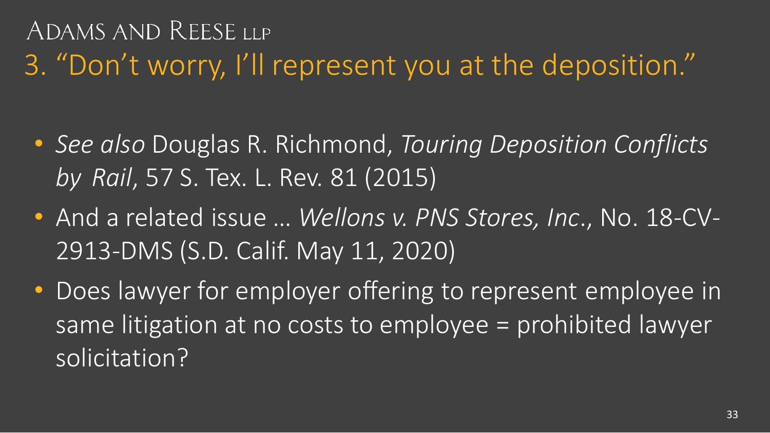# 3. "Don't worry, I'll represent you at the deposition."

- *See also* Douglas R. Richmond, *Touring Deposition Conflicts by Rail*, 57 S. Tex. L. Rev. 81 (2015)
- And a related issue … *Wellons v. PNS Stores, Inc.*, No. 18-CV-2913-DMS (S.D. Calif. May 11, 2020)
- Does lawyer for employer offering to represent employee in same litigation at no costs to employee = prohibited lawyer solicitation?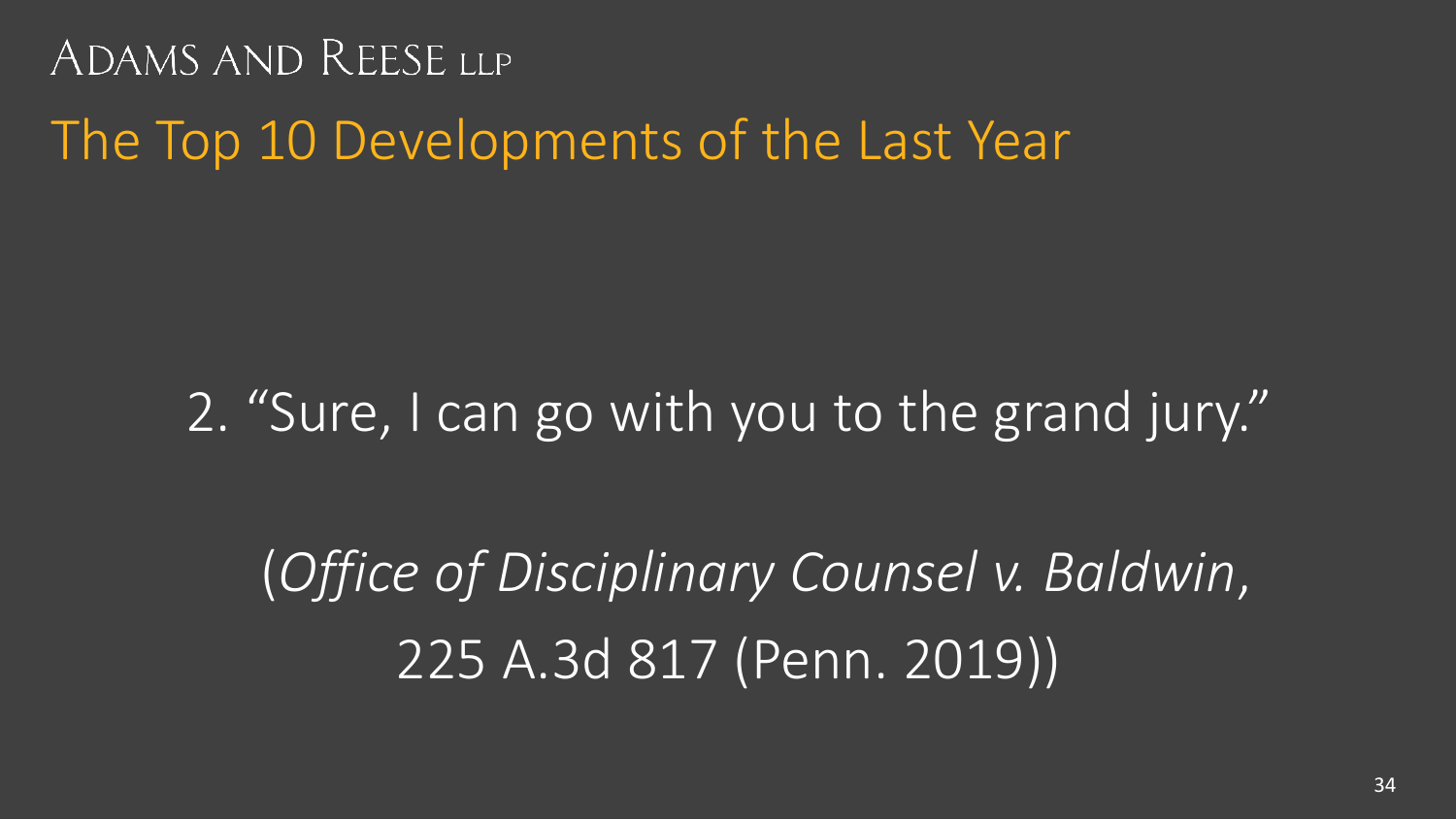ADAMS AND REESE LLP

# The Top 10 Developments of the Last Year

2. “Sure, I can go with you to the grand jury.”

(*Office of Disciplinary Counsel v. Baldwin*, 225 A.3d 817 (Penn. 2019))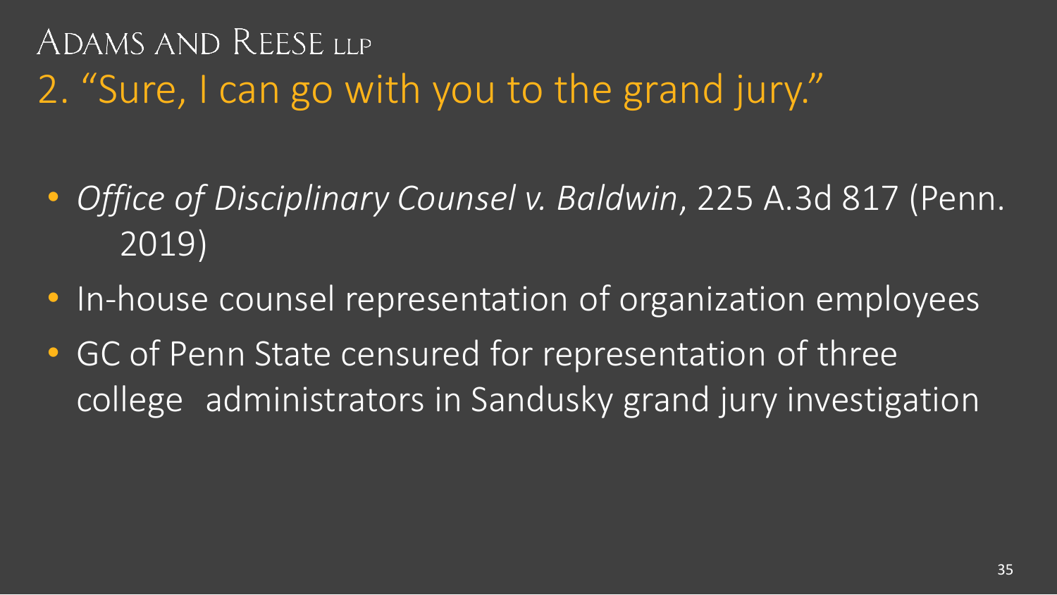## 2. "Sure, I can go with you to the grand jury."

- *Office of Disciplinary Counsel v. Baldwin*, 225 A.3d 817 (Penn. 2019)
- In-house counsel representation of organization employees
- GC of Penn State censured for representation of three college administrators in Sandusky grand jury investigation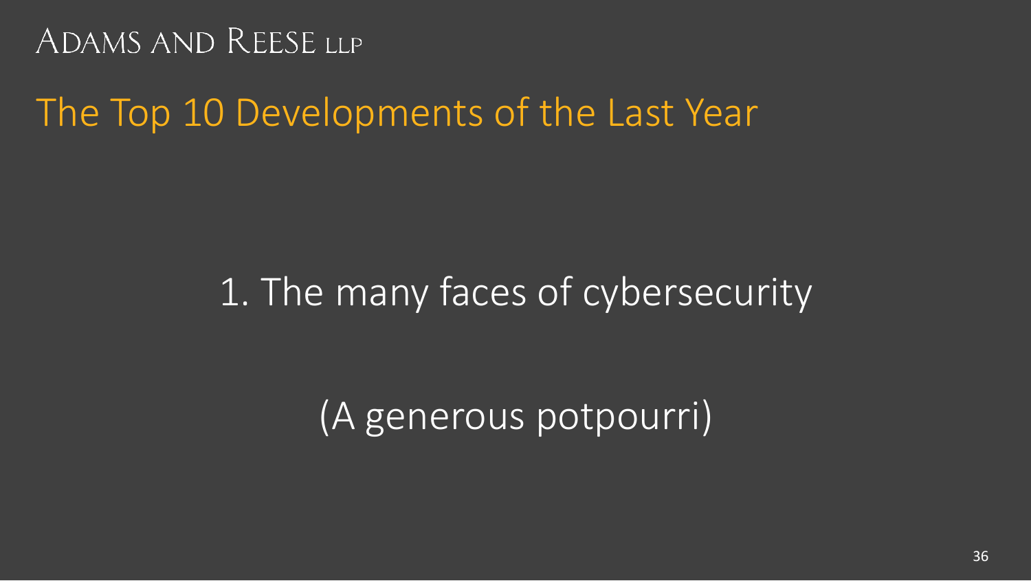# The Top 10 Developments of the Last Year

1. The many faces of cybersecurity

(A generous potpourri)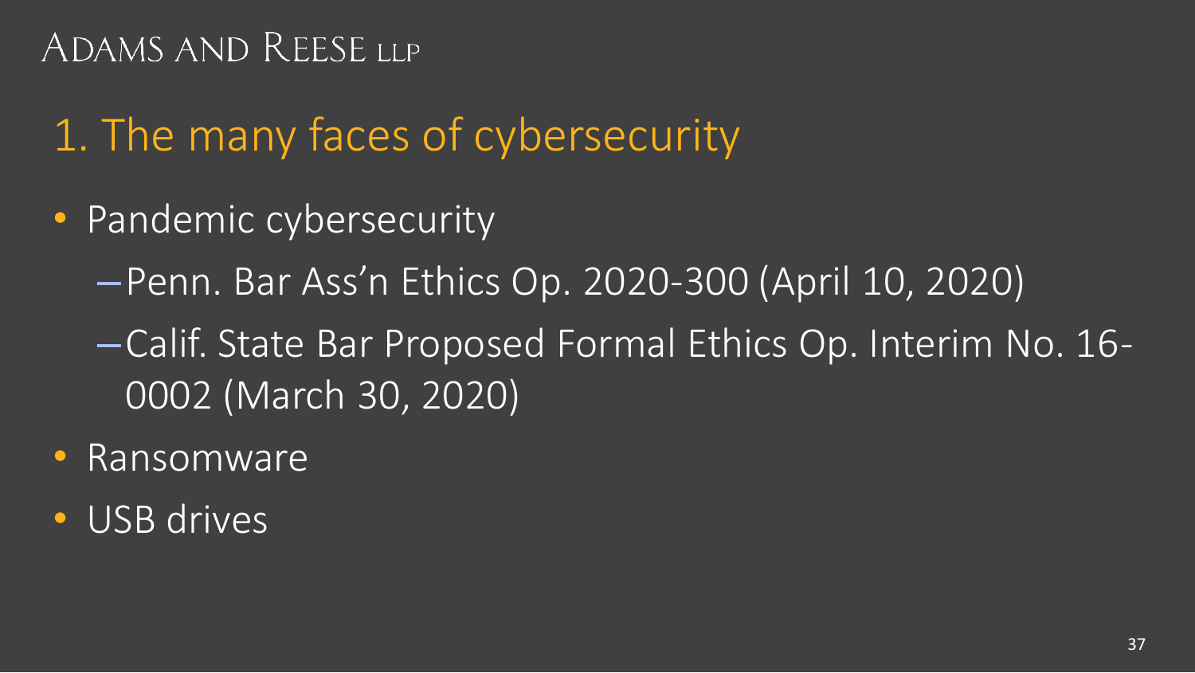# 1. The many faces of cybersecurity

- Pandemic cybersecurity
  - Penn. Bar Ass'n Ethics Op. 2020-300 (April 10, 2020)
  - Calif. State Bar Proposed Formal Ethics Op. Interim No. 16-0002 (March 30, 2020)
- Ransomware
- USB drives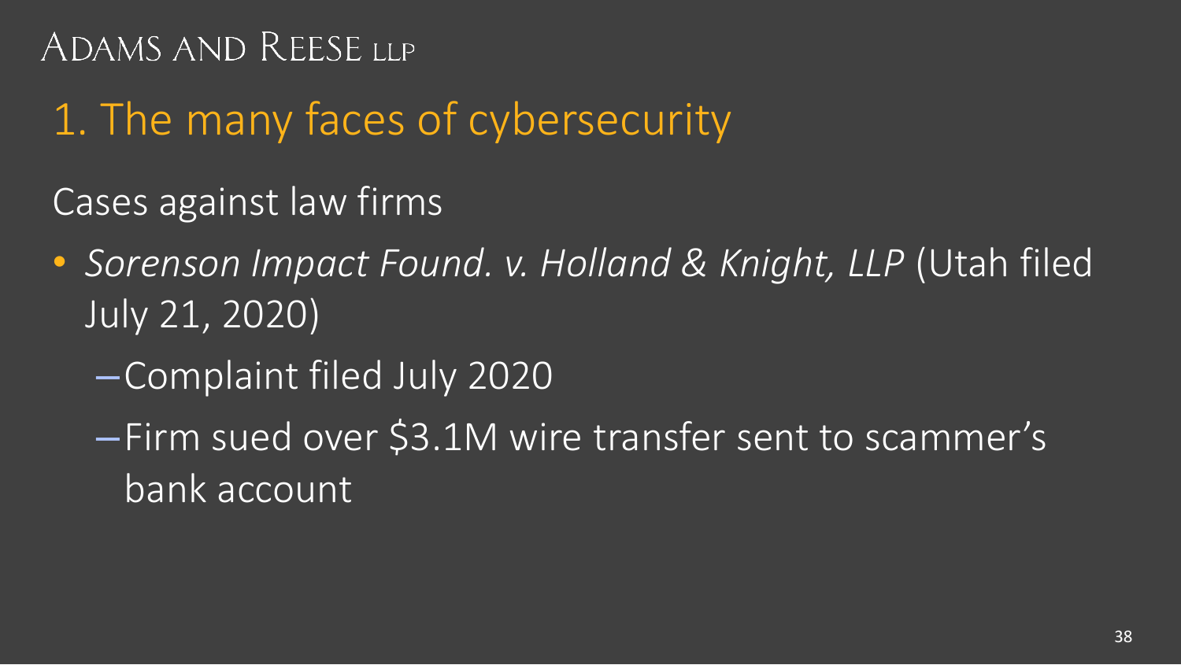# 1. The many faces of cybersecurity

Cases against law firms

- *Sorenson Impact Found. v. Holland & Knight, LLP* (Utah filed July 21, 2020)
  - Complaint filed July 2020
  - Firm sued over $3.1M wire transfer sent to scammer's bank account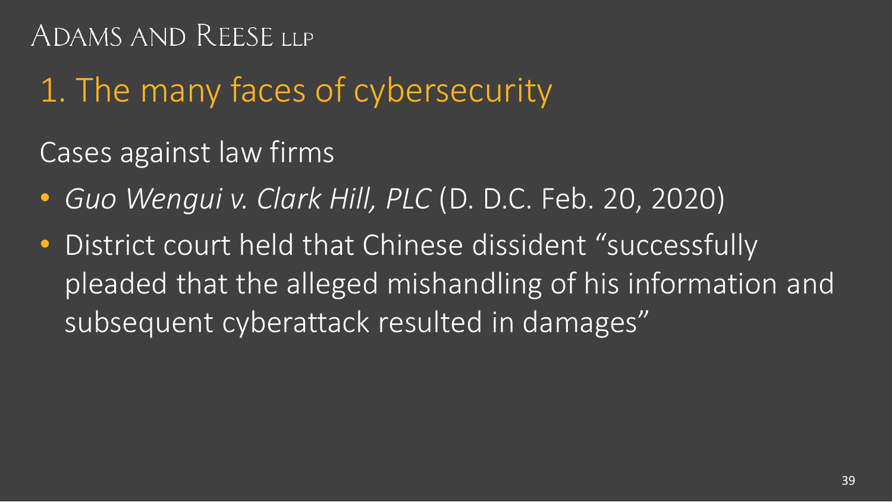# 1. The many faces of cybersecurity

Cases against law firms

- *Guo Wengui v. Clark Hill, PLC* (D. D.C. Feb. 20, 2020)
- District court held that Chinese dissident "successfully pleaded that the alleged mishandling of his information and subsequent cyberattack resulted in damages"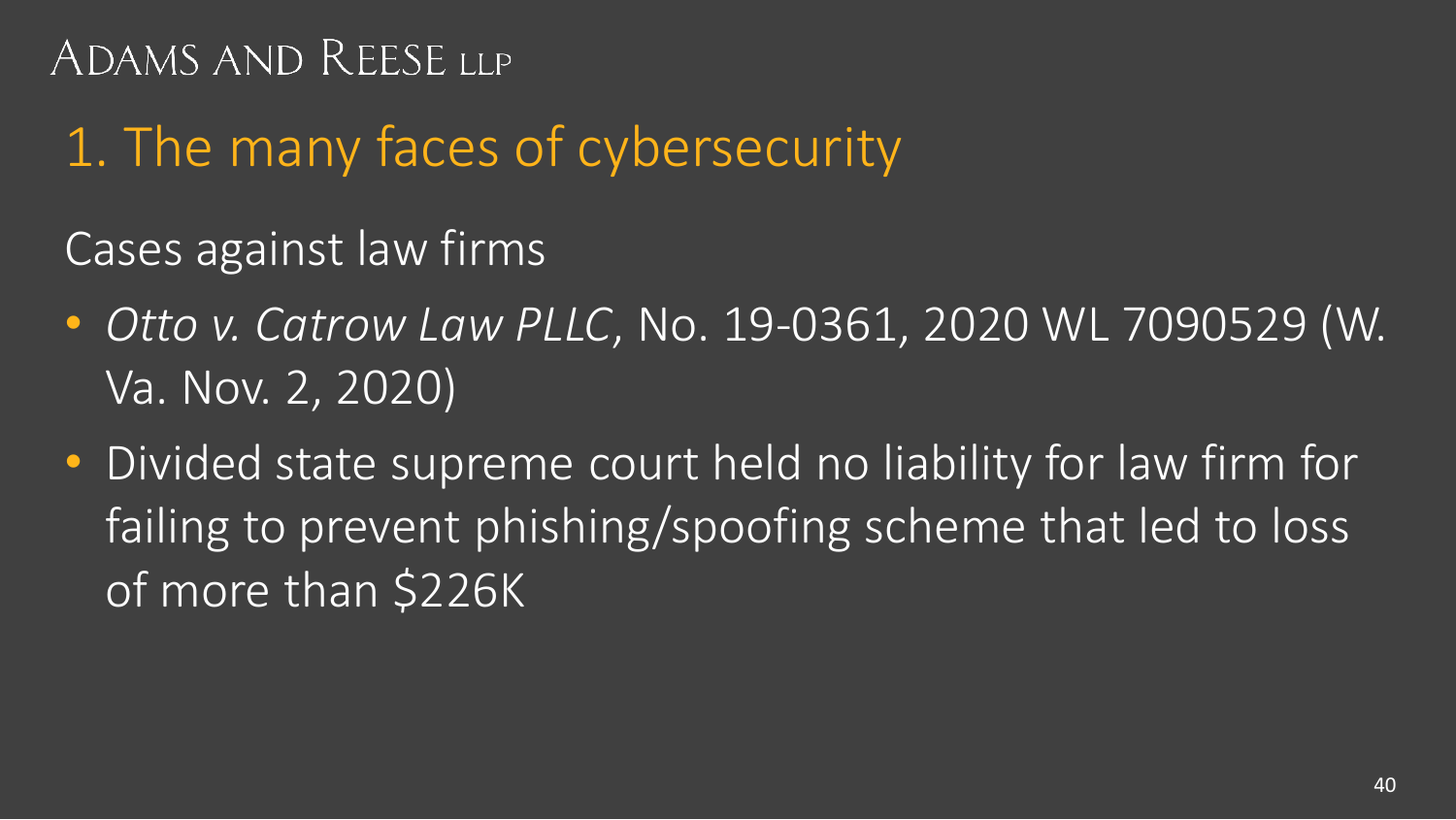# 1. The many faces of cybersecurity

Cases against law firms

- *Otto v. Catrow Law PLLC*, No. 19-0361, 2020 WL 7090529 (W. Va. Nov. 2, 2020)
- Divided state supreme court held no liability for law firm for failing to prevent phishing/spoofing scheme that led to loss of more than $226K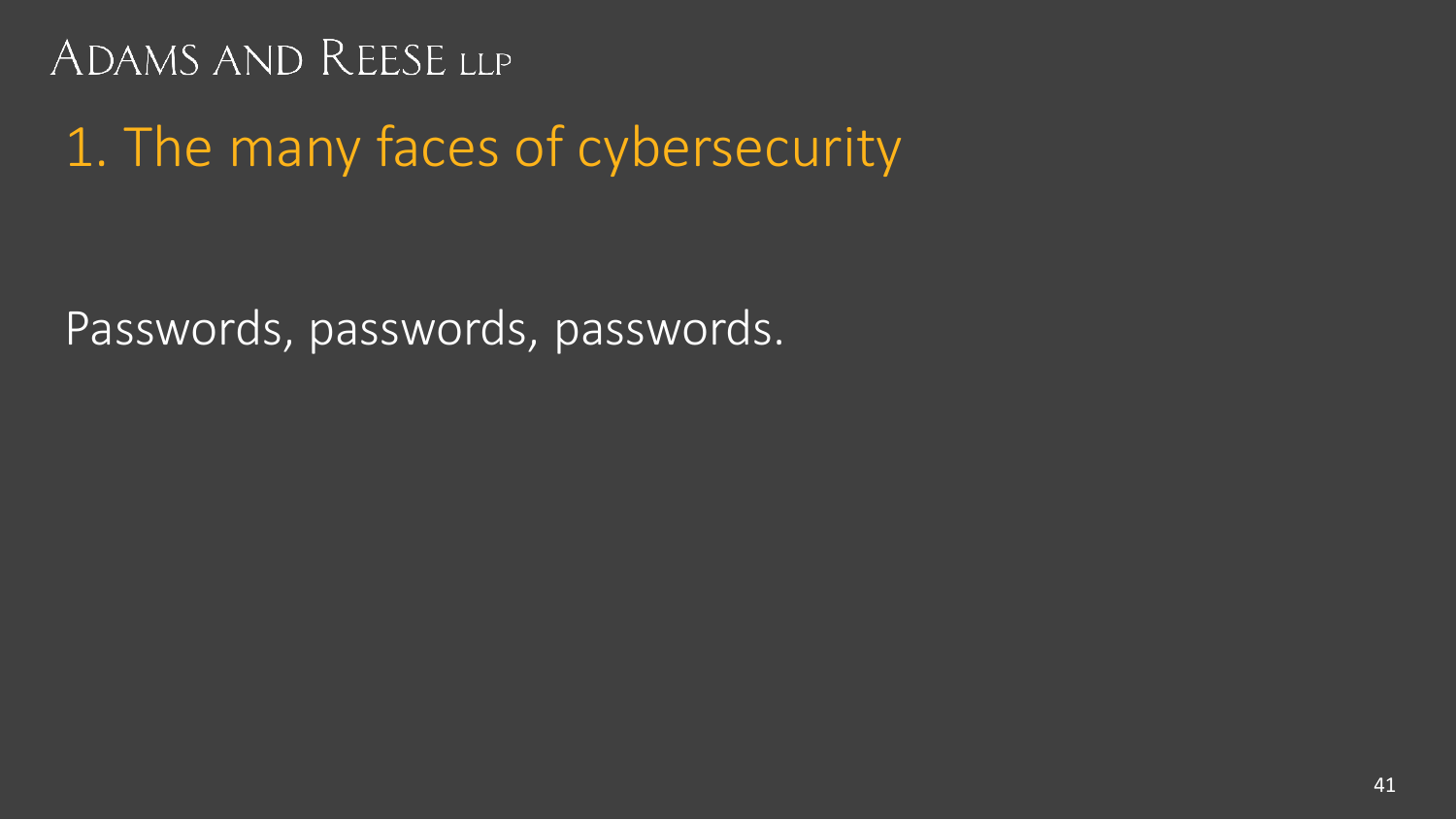Adams and Reese LLP

# 1. The many faces of cybersecurity

Passwords, passwords, passwords.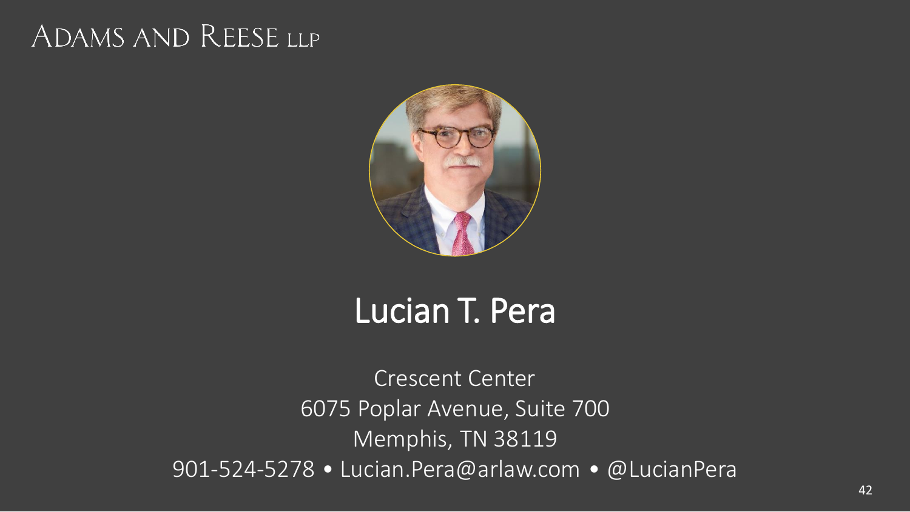ADAMS AND REESE LLP

# Lucian T. Pera

Crescent Center
6075 Poplar Avenue, Suite 700
Memphis, TN 38119
901-524-5278 • Lucian.Pera@arlaw.com • @LucianPera